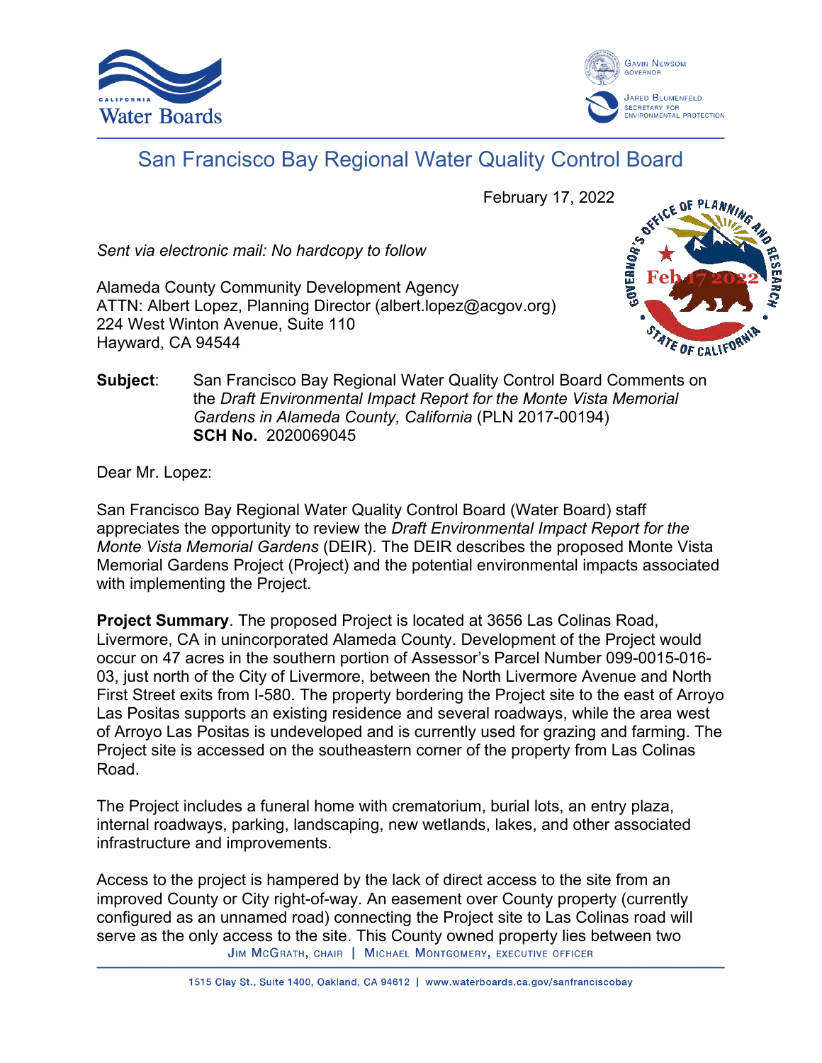# San Francisco Bay Regional Water Quality Control Board

February 17, 2022

*Sent via electronic mail: No hardcopy to follow*

Alameda County Community Development Agency
ATTN: Albert Lopez, Planning Director (albert.lopez@acgov.org)
224 West Winton Avenue, Suite 110
Hayward, CA 94544

**Subject**: San Francisco Bay Regional Water Quality Control Board Comments on the *Draft Environmental Impact Report for the Monte Vista Memorial Gardens in Alameda County, California* (PLN 2017-00194)
**SCH No.** 2020069045

Dear Mr. Lopez:

San Francisco Bay Regional Water Quality Control Board (Water Board) staff appreciates the opportunity to review the *Draft Environmental Impact Report for the Monte Vista Memorial Gardens* (DEIR). The DEIR describes the proposed Monte Vista Memorial Gardens Project (Project) and the potential environmental impacts associated with implementing the Project.

**Project Summary**. The proposed Project is located at 3656 Las Colinas Road, Livermore, CA in unincorporated Alameda County. Development of the Project would occur on 47 acres in the southern portion of Assessor's Parcel Number 099-0015-016-03, just north of the City of Livermore, between the North Livermore Avenue and North First Street exits from I-580. The property bordering the Project site to the east of Arroyo Las Positas supports an existing residence and several roadways, while the area west of Arroyo Las Positas is undeveloped and is currently used for grazing and farming. The Project site is accessed on the southeastern corner of the property from Las Colinas Road.

The Project includes a funeral home with crematorium, burial lots, an entry plaza, internal roadways, parking, landscaping, new wetlands, lakes, and other associated infrastructure and improvements.

Access to the project is hampered by the lack of direct access to the site from an improved County or City right-of-way. An easement over County property (currently configured as an unnamed road) connecting the Project site to Las Colinas road will serve as the only access to the site. This County owned property lies between two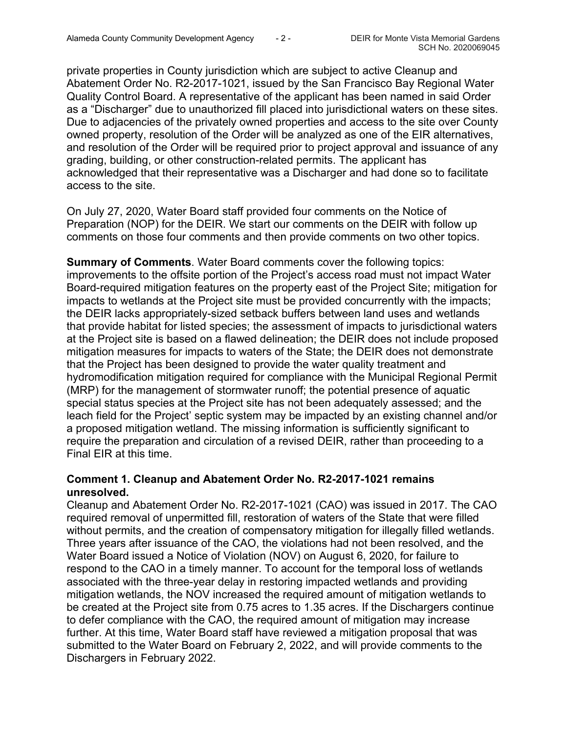private properties in County jurisdiction which are subject to active Cleanup and Abatement Order No. R2-2017-1021, issued by the San Francisco Bay Regional Water Quality Control Board. A representative of the applicant has been named in said Order as a "Discharger" due to unauthorized fill placed into jurisdictional waters on these sites. Due to adjacencies of the privately owned properties and access to the site over County owned property, resolution of the Order will be analyzed as one of the EIR alternatives, and resolution of the Order will be required prior to project approval and issuance of any grading, building, or other construction-related permits. The applicant has acknowledged that their representative was a Discharger and had done so to facilitate access to the site.

On July 27, 2020, Water Board staff provided four comments on the Notice of Preparation (NOP) for the DEIR. We start our comments on the DEIR with follow up comments on those four comments and then provide comments on two other topics.

**Summary of Comments**. Water Board comments cover the following topics: improvements to the offsite portion of the Project's access road must not impact Water Board-required mitigation features on the property east of the Project Site; mitigation for impacts to wetlands at the Project site must be provided concurrently with the impacts; the DEIR lacks appropriately-sized setback buffers between land uses and wetlands that provide habitat for listed species; the assessment of impacts to jurisdictional waters at the Project site is based on a flawed delineation; the DEIR does not include proposed mitigation measures for impacts to waters of the State; the DEIR does not demonstrate that the Project has been designed to provide the water quality treatment and hydromodification mitigation required for compliance with the Municipal Regional Permit (MRP) for the management of stormwater runoff; the potential presence of aquatic special status species at the Project site has not been adequately assessed; and the leach field for the Project' septic system may be impacted by an existing channel and/or a proposed mitigation wetland. The missing information is sufficiently significant to require the preparation and circulation of a revised DEIR, rather than proceeding to a Final EIR at this time.

### Comment 1. Cleanup and Abatement Order No. R2-2017-1021 remains unresolved.

Cleanup and Abatement Order No. R2-2017-1021 (CAO) was issued in 2017. The CAO required removal of unpermitted fill, restoration of waters of the State that were filled without permits, and the creation of compensatory mitigation for illegally filled wetlands. Three years after issuance of the CAO, the violations had not been resolved, and the Water Board issued a Notice of Violation (NOV) on August 6, 2020, for failure to respond to the CAO in a timely manner. To account for the temporal loss of wetlands associated with the three-year delay in restoring impacted wetlands and providing mitigation wetlands, the NOV increased the required amount of mitigation wetlands to be created at the Project site from 0.75 acres to 1.35 acres. If the Dischargers continue to defer compliance with the CAO, the required amount of mitigation may increase further. At this time, Water Board staff have reviewed a mitigation proposal that was submitted to the Water Board on February 2, 2022, and will provide comments to the Dischargers in February 2022.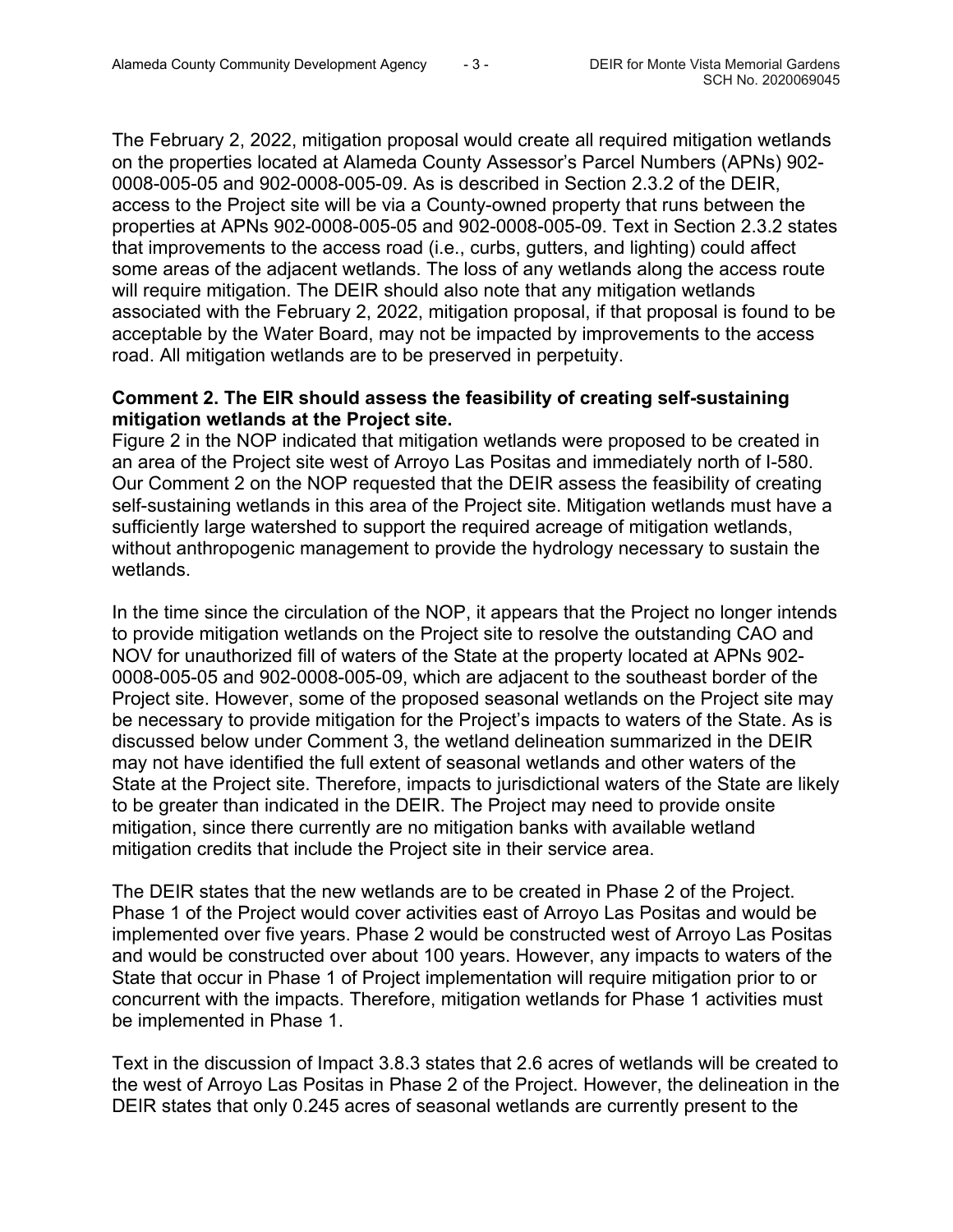The February 2, 2022, mitigation proposal would create all required mitigation wetlands on the properties located at Alameda County Assessor's Parcel Numbers (APNs) 902-0008-005-05 and 902-0008-005-09. As is described in Section 2.3.2 of the DEIR, access to the Project site will be via a County-owned property that runs between the properties at APNs 902-0008-005-05 and 902-0008-005-09. Text in Section 2.3.2 states that improvements to the access road (i.e., curbs, gutters, and lighting) could affect some areas of the adjacent wetlands. The loss of any wetlands along the access route will require mitigation. The DEIR should also note that any mitigation wetlands associated with the February 2, 2022, mitigation proposal, if that proposal is found to be acceptable by the Water Board, may not be impacted by improvements to the access road. All mitigation wetlands are to be preserved in perpetuity.

**Comment 2. The EIR should assess the feasibility of creating self-sustaining mitigation wetlands at the Project site.**

Figure 2 in the NOP indicated that mitigation wetlands were proposed to be created in an area of the Project site west of Arroyo Las Positas and immediately north of I-580. Our Comment 2 on the NOP requested that the DEIR assess the feasibility of creating self-sustaining wetlands in this area of the Project site. Mitigation wetlands must have a sufficiently large watershed to support the required acreage of mitigation wetlands, without anthropogenic management to provide the hydrology necessary to sustain the wetlands.

In the time since the circulation of the NOP, it appears that the Project no longer intends to provide mitigation wetlands on the Project site to resolve the outstanding CAO and NOV for unauthorized fill of waters of the State at the property located at APNs 902-0008-005-05 and 902-0008-005-09, which are adjacent to the southeast border of the Project site. However, some of the proposed seasonal wetlands on the Project site may be necessary to provide mitigation for the Project's impacts to waters of the State. As is discussed below under Comment 3, the wetland delineation summarized in the DEIR may not have identified the full extent of seasonal wetlands and other waters of the State at the Project site. Therefore, impacts to jurisdictional waters of the State are likely to be greater than indicated in the DEIR. The Project may need to provide onsite mitigation, since there currently are no mitigation banks with available wetland mitigation credits that include the Project site in their service area.

The DEIR states that the new wetlands are to be created in Phase 2 of the Project. Phase 1 of the Project would cover activities east of Arroyo Las Positas and would be implemented over five years. Phase 2 would be constructed west of Arroyo Las Positas and would be constructed over about 100 years. However, any impacts to waters of the State that occur in Phase 1 of Project implementation will require mitigation prior to or concurrent with the impacts. Therefore, mitigation wetlands for Phase 1 activities must be implemented in Phase 1.

Text in the discussion of Impact 3.8.3 states that 2.6 acres of wetlands will be created to the west of Arroyo Las Positas in Phase 2 of the Project. However, the delineation in the DEIR states that only 0.245 acres of seasonal wetlands are currently present to the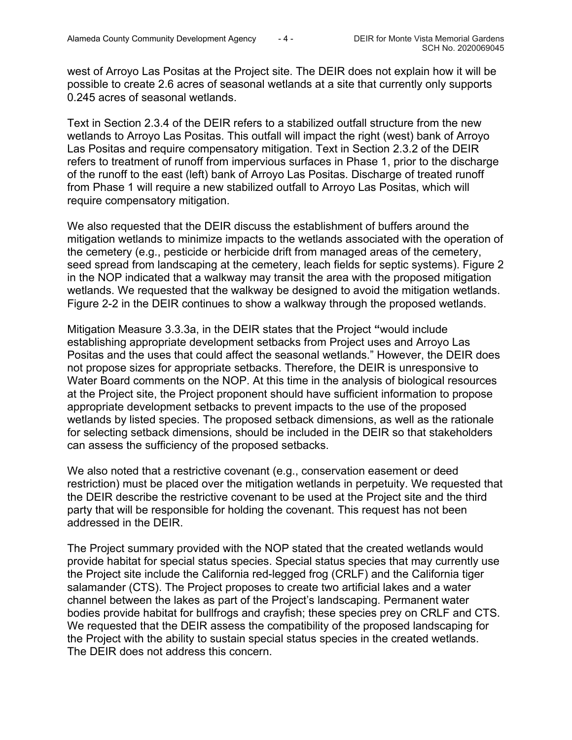west of Arroyo Las Positas at the Project site. The DEIR does not explain how it will be possible to create 2.6 acres of seasonal wetlands at a site that currently only supports 0.245 acres of seasonal wetlands.

Text in Section 2.3.4 of the DEIR refers to a stabilized outfall structure from the new wetlands to Arroyo Las Positas. This outfall will impact the right (west) bank of Arroyo Las Positas and require compensatory mitigation. Text in Section 2.3.2 of the DEIR refers to treatment of runoff from impervious surfaces in Phase 1, prior to the discharge of the runoff to the east (left) bank of Arroyo Las Positas. Discharge of treated runoff from Phase 1 will require a new stabilized outfall to Arroyo Las Positas, which will require compensatory mitigation.

We also requested that the DEIR discuss the establishment of buffers around the mitigation wetlands to minimize impacts to the wetlands associated with the operation of the cemetery (e.g., pesticide or herbicide drift from managed areas of the cemetery, seed spread from landscaping at the cemetery, leach fields for septic systems). Figure 2 in the NOP indicated that a walkway may transit the area with the proposed mitigation wetlands. We requested that the walkway be designed to avoid the mitigation wetlands. Figure 2-2 in the DEIR continues to show a walkway through the proposed wetlands.

Mitigation Measure 3.3.3a, in the DEIR states that the Project **"**would include establishing appropriate development setbacks from Project uses and Arroyo Las Positas and the uses that could affect the seasonal wetlands." However, the DEIR does not propose sizes for appropriate setbacks. Therefore, the DEIR is unresponsive to Water Board comments on the NOP. At this time in the analysis of biological resources at the Project site, the Project proponent should have sufficient information to propose appropriate development setbacks to prevent impacts to the use of the proposed wetlands by listed species. The proposed setback dimensions, as well as the rationale for selecting setback dimensions, should be included in the DEIR so that stakeholders can assess the sufficiency of the proposed setbacks.

We also noted that a restrictive covenant (e.g., conservation easement or deed restriction) must be placed over the mitigation wetlands in perpetuity. We requested that the DEIR describe the restrictive covenant to be used at the Project site and the third party that will be responsible for holding the covenant. This request has not been addressed in the DEIR.

The Project summary provided with the NOP stated that the created wetlands would provide habitat for special status species. Special status species that may currently use the Project site include the California red-legged frog (CRLF) and the California tiger salamander (CTS). The Project proposes to create two artificial lakes and a water channel between the lakes as part of the Project's landscaping. Permanent water bodies provide habitat for bullfrogs and crayfish; these species prey on CRLF and CTS. We requested that the DEIR assess the compatibility of the proposed landscaping for the Project with the ability to sustain special status species in the created wetlands. The DEIR does not address this concern.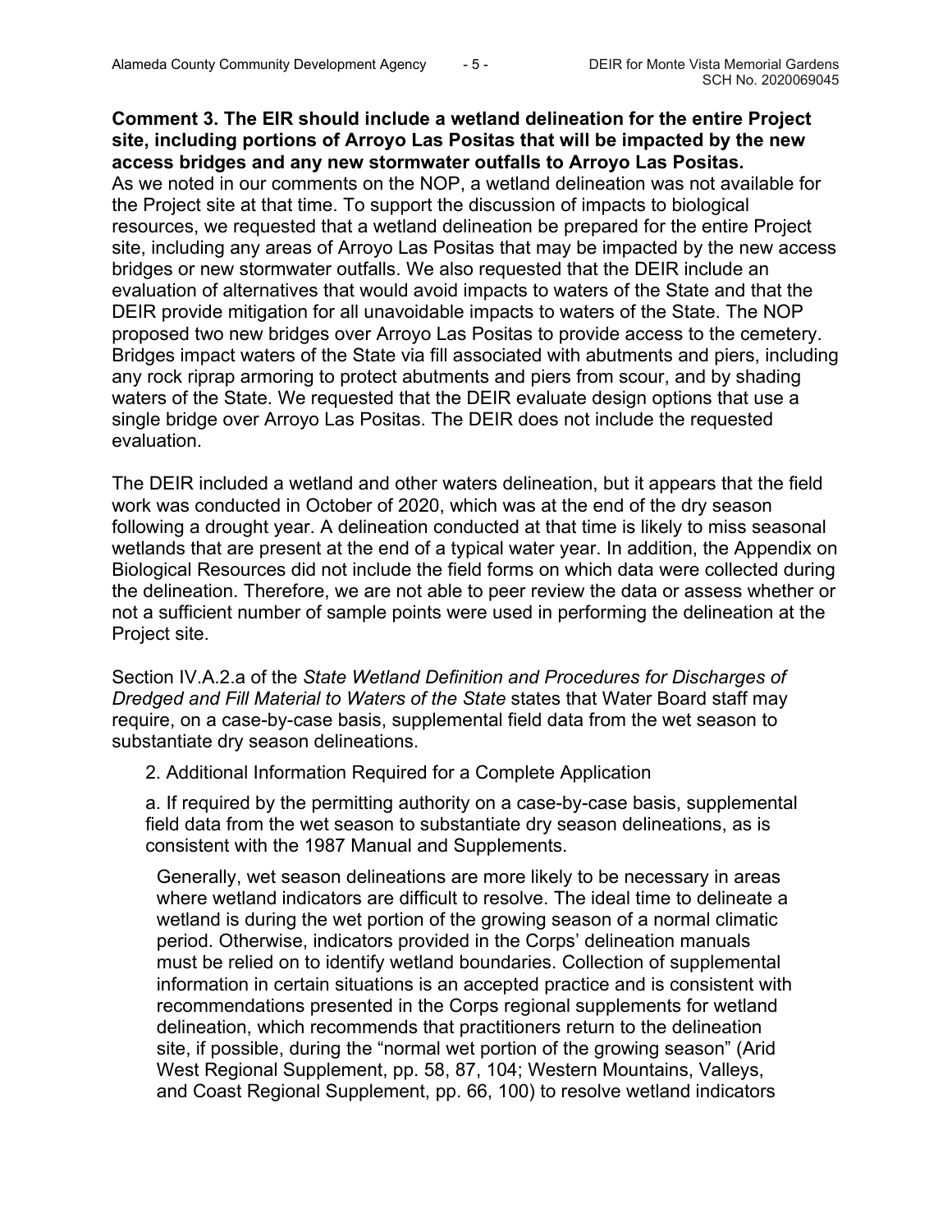**Comment 3. The EIR should include a wetland delineation for the entire Project site, including portions of Arroyo Las Positas that will be impacted by the new access bridges and any new stormwater outfalls to Arroyo Las Positas.**

As we noted in our comments on the NOP, a wetland delineation was not available for the Project site at that time. To support the discussion of impacts to biological resources, we requested that a wetland delineation be prepared for the entire Project site, including any areas of Arroyo Las Positas that may be impacted by the new access bridges or new stormwater outfalls. We also requested that the DEIR include an evaluation of alternatives that would avoid impacts to waters of the State and that the DEIR provide mitigation for all unavoidable impacts to waters of the State. The NOP proposed two new bridges over Arroyo Las Positas to provide access to the cemetery. Bridges impact waters of the State via fill associated with abutments and piers, including any rock riprap armoring to protect abutments and piers from scour, and by shading waters of the State. We requested that the DEIR evaluate design options that use a single bridge over Arroyo Las Positas. The DEIR does not include the requested evaluation.

The DEIR included a wetland and other waters delineation, but it appears that the field work was conducted in October of 2020, which was at the end of the dry season following a drought year. A delineation conducted at that time is likely to miss seasonal wetlands that are present at the end of a typical water year. In addition, the Appendix on Biological Resources did not include the field forms on which data were collected during the delineation. Therefore, we are not able to peer review the data or assess whether or not a sufficient number of sample points were used in performing the delineation at the Project site.

Section IV.A.2.a of the *State Wetland Definition and Procedures for Discharges of Dredged and Fill Material to Waters of the State* states that Water Board staff may require, on a case-by-case basis, supplemental field data from the wet season to substantiate dry season delineations.

> 2. Additional Information Required for a Complete Application
>
> a. If required by the permitting authority on a case-by-case basis, supplemental field data from the wet season to substantiate dry season delineations, as is consistent with the 1987 Manual and Supplements.
>
> Generally, wet season delineations are more likely to be necessary in areas where wetland indicators are difficult to resolve. The ideal time to delineate a wetland is during the wet portion of the growing season of a normal climatic period. Otherwise, indicators provided in the Corps' delineation manuals must be relied on to identify wetland boundaries. Collection of supplemental information in certain situations is an accepted practice and is consistent with recommendations presented in the Corps regional supplements for wetland delineation, which recommends that practitioners return to the delineation site, if possible, during the "normal wet portion of the growing season" (Arid West Regional Supplement, pp. 58, 87, 104; Western Mountains, Valleys, and Coast Regional Supplement, pp. 66, 100) to resolve wetland indicators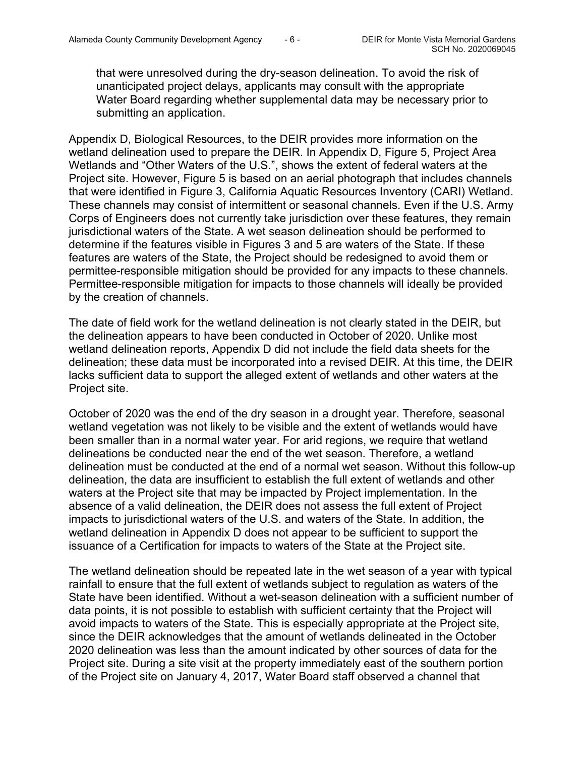that were unresolved during the dry-season delineation. To avoid the risk of unanticipated project delays, applicants may consult with the appropriate Water Board regarding whether supplemental data may be necessary prior to submitting an application.

Appendix D, Biological Resources, to the DEIR provides more information on the wetland delineation used to prepare the DEIR. In Appendix D, Figure 5, Project Area Wetlands and "Other Waters of the U.S.", shows the extent of federal waters at the Project site. However, Figure 5 is based on an aerial photograph that includes channels that were identified in Figure 3, California Aquatic Resources Inventory (CARI) Wetland. These channels may consist of intermittent or seasonal channels. Even if the U.S. Army Corps of Engineers does not currently take jurisdiction over these features, they remain jurisdictional waters of the State. A wet season delineation should be performed to determine if the features visible in Figures 3 and 5 are waters of the State. If these features are waters of the State, the Project should be redesigned to avoid them or permittee-responsible mitigation should be provided for any impacts to these channels. Permittee-responsible mitigation for impacts to those channels will ideally be provided by the creation of channels.

The date of field work for the wetland delineation is not clearly stated in the DEIR, but the delineation appears to have been conducted in October of 2020. Unlike most wetland delineation reports, Appendix D did not include the field data sheets for the delineation; these data must be incorporated into a revised DEIR. At this time, the DEIR lacks sufficient data to support the alleged extent of wetlands and other waters at the Project site.

October of 2020 was the end of the dry season in a drought year. Therefore, seasonal wetland vegetation was not likely to be visible and the extent of wetlands would have been smaller than in a normal water year. For arid regions, we require that wetland delineations be conducted near the end of the wet season. Therefore, a wetland delineation must be conducted at the end of a normal wet season. Without this follow-up delineation, the data are insufficient to establish the full extent of wetlands and other waters at the Project site that may be impacted by Project implementation. In the absence of a valid delineation, the DEIR does not assess the full extent of Project impacts to jurisdictional waters of the U.S. and waters of the State. In addition, the wetland delineation in Appendix D does not appear to be sufficient to support the issuance of a Certification for impacts to waters of the State at the Project site.

The wetland delineation should be repeated late in the wet season of a year with typical rainfall to ensure that the full extent of wetlands subject to regulation as waters of the State have been identified. Without a wet-season delineation with a sufficient number of data points, it is not possible to establish with sufficient certainty that the Project will avoid impacts to waters of the State. This is especially appropriate at the Project site, since the DEIR acknowledges that the amount of wetlands delineated in the October 2020 delineation was less than the amount indicated by other sources of data for the Project site. During a site visit at the property immediately east of the southern portion of the Project site on January 4, 2017, Water Board staff observed a channel that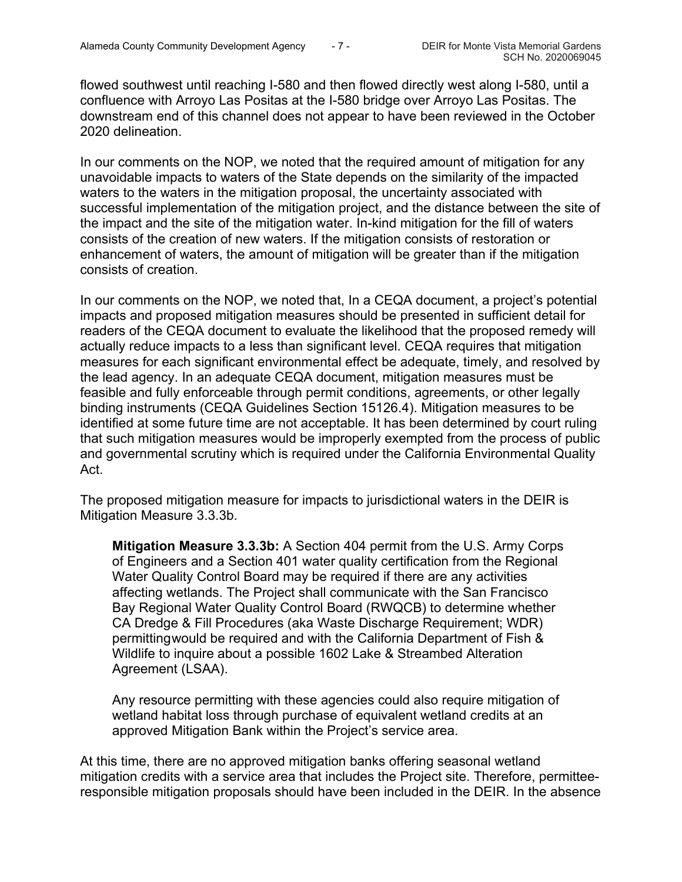flowed southwest until reaching I-580 and then flowed directly west along I-580, until a confluence with Arroyo Las Positas at the I-580 bridge over Arroyo Las Positas. The downstream end of this channel does not appear to have been reviewed in the October 2020 delineation.

In our comments on the NOP, we noted that the required amount of mitigation for any unavoidable impacts to waters of the State depends on the similarity of the impacted waters to the waters in the mitigation proposal, the uncertainty associated with successful implementation of the mitigation project, and the distance between the site of the impact and the site of the mitigation water. In-kind mitigation for the fill of waters consists of the creation of new waters. If the mitigation consists of restoration or enhancement of waters, the amount of mitigation will be greater than if the mitigation consists of creation.

In our comments on the NOP, we noted that, In a CEQA document, a project's potential impacts and proposed mitigation measures should be presented in sufficient detail for readers of the CEQA document to evaluate the likelihood that the proposed remedy will actually reduce impacts to a less than significant level. CEQA requires that mitigation measures for each significant environmental effect be adequate, timely, and resolved by the lead agency. In an adequate CEQA document, mitigation measures must be feasible and fully enforceable through permit conditions, agreements, or other legally binding instruments (CEQA Guidelines Section 15126.4). Mitigation measures to be identified at some future time are not acceptable. It has been determined by court ruling that such mitigation measures would be improperly exempted from the process of public and governmental scrutiny which is required under the California Environmental Quality Act.

The proposed mitigation measure for impacts to jurisdictional waters in the DEIR is Mitigation Measure 3.3.3b.

> **Mitigation Measure 3.3.3b:** A Section 404 permit from the U.S. Army Corps of Engineers and a Section 401 water quality certification from the Regional Water Quality Control Board may be required if there are any activities affecting wetlands. The Project shall communicate with the San Francisco Bay Regional Water Quality Control Board (RWQCB) to determine whether CA Dredge & Fill Procedures (aka Waste Discharge Requirement; WDR) permittingwould be required and with the California Department of Fish & Wildlife to inquire about a possible 1602 Lake & Streambed Alteration Agreement (LSAA).
>
> Any resource permitting with these agencies could also require mitigation of wetland habitat loss through purchase of equivalent wetland credits at an approved Mitigation Bank within the Project's service area.

At this time, there are no approved mitigation banks offering seasonal wetland mitigation credits with a service area that includes the Project site. Therefore, permittee-responsible mitigation proposals should have been included in the DEIR. In the absence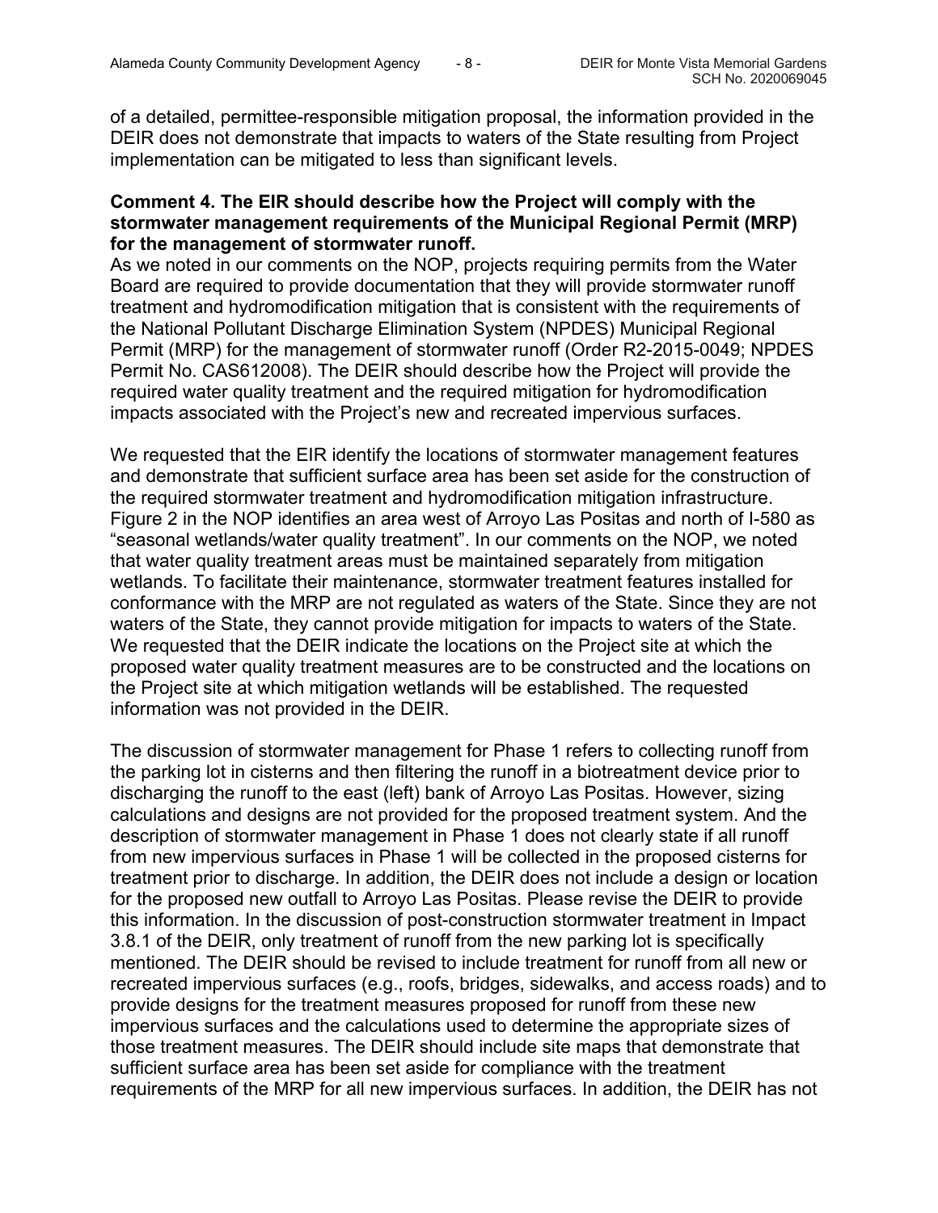of a detailed, permittee-responsible mitigation proposal, the information provided in the DEIR does not demonstrate that impacts to waters of the State resulting from Project implementation can be mitigated to less than significant levels.

**Comment 4. The EIR should describe how the Project will comply with the stormwater management requirements of the Municipal Regional Permit (MRP) for the management of stormwater runoff.**

As we noted in our comments on the NOP, projects requiring permits from the Water Board are required to provide documentation that they will provide stormwater runoff treatment and hydromodification mitigation that is consistent with the requirements of the National Pollutant Discharge Elimination System (NPDES) Municipal Regional Permit (MRP) for the management of stormwater runoff (Order R2-2015-0049; NPDES Permit No. CAS612008). The DEIR should describe how the Project will provide the required water quality treatment and the required mitigation for hydromodification impacts associated with the Project's new and recreated impervious surfaces.

We requested that the EIR identify the locations of stormwater management features and demonstrate that sufficient surface area has been set aside for the construction of the required stormwater treatment and hydromodification mitigation infrastructure. Figure 2 in the NOP identifies an area west of Arroyo Las Positas and north of I-580 as "seasonal wetlands/water quality treatment". In our comments on the NOP, we noted that water quality treatment areas must be maintained separately from mitigation wetlands. To facilitate their maintenance, stormwater treatment features installed for conformance with the MRP are not regulated as waters of the State. Since they are not waters of the State, they cannot provide mitigation for impacts to waters of the State. We requested that the DEIR indicate the locations on the Project site at which the proposed water quality treatment measures are to be constructed and the locations on the Project site at which mitigation wetlands will be established. The requested information was not provided in the DEIR.

The discussion of stormwater management for Phase 1 refers to collecting runoff from the parking lot in cisterns and then filtering the runoff in a biotreatment device prior to discharging the runoff to the east (left) bank of Arroyo Las Positas. However, sizing calculations and designs are not provided for the proposed treatment system. And the description of stormwater management in Phase 1 does not clearly state if all runoff from new impervious surfaces in Phase 1 will be collected in the proposed cisterns for treatment prior to discharge. In addition, the DEIR does not include a design or location for the proposed new outfall to Arroyo Las Positas. Please revise the DEIR to provide this information. In the discussion of post-construction stormwater treatment in Impact 3.8.1 of the DEIR, only treatment of runoff from the new parking lot is specifically mentioned. The DEIR should be revised to include treatment for runoff from all new or recreated impervious surfaces (e.g., roofs, bridges, sidewalks, and access roads) and to provide designs for the treatment measures proposed for runoff from these new impervious surfaces and the calculations used to determine the appropriate sizes of those treatment measures. The DEIR should include site maps that demonstrate that sufficient surface area has been set aside for compliance with the treatment requirements of the MRP for all new impervious surfaces. In addition, the DEIR has not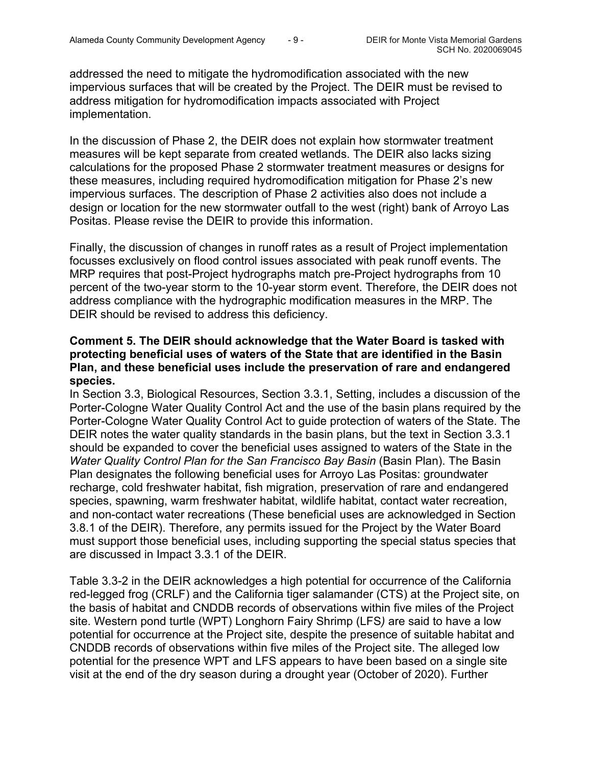addressed the need to mitigate the hydromodification associated with the new impervious surfaces that will be created by the Project. The DEIR must be revised to address mitigation for hydromodification impacts associated with Project implementation.

In the discussion of Phase 2, the DEIR does not explain how stormwater treatment measures will be kept separate from created wetlands. The DEIR also lacks sizing calculations for the proposed Phase 2 stormwater treatment measures or designs for these measures, including required hydromodification mitigation for Phase 2's new impervious surfaces. The description of Phase 2 activities also does not include a design or location for the new stormwater outfall to the west (right) bank of Arroyo Las Positas. Please revise the DEIR to provide this information.

Finally, the discussion of changes in runoff rates as a result of Project implementation focusses exclusively on flood control issues associated with peak runoff events. The MRP requires that post-Project hydrographs match pre-Project hydrographs from 10 percent of the two-year storm to the 10-year storm event. Therefore, the DEIR does not address compliance with the hydrographic modification measures in the MRP. The DEIR should be revised to address this deficiency.

**Comment 5. The DEIR should acknowledge that the Water Board is tasked with protecting beneficial uses of waters of the State that are identified in the Basin Plan, and these beneficial uses include the preservation of rare and endangered species.**

In Section 3.3, Biological Resources, Section 3.3.1, Setting, includes a discussion of the Porter-Cologne Water Quality Control Act and the use of the basin plans required by the Porter-Cologne Water Quality Control Act to guide protection of waters of the State. The DEIR notes the water quality standards in the basin plans, but the text in Section 3.3.1 should be expanded to cover the beneficial uses assigned to waters of the State in the *Water Quality Control Plan for the San Francisco Bay Basin* (Basin Plan). The Basin Plan designates the following beneficial uses for Arroyo Las Positas: groundwater recharge, cold freshwater habitat, fish migration, preservation of rare and endangered species, spawning, warm freshwater habitat, wildlife habitat, contact water recreation, and non-contact water recreations (These beneficial uses are acknowledged in Section 3.8.1 of the DEIR). Therefore, any permits issued for the Project by the Water Board must support those beneficial uses, including supporting the special status species that are discussed in Impact 3.3.1 of the DEIR.

Table 3.3-2 in the DEIR acknowledges a high potential for occurrence of the California red-legged frog (CRLF) and the California tiger salamander (CTS) at the Project site, on the basis of habitat and CNDDB records of observations within five miles of the Project site. Western pond turtle (WPT) Longhorn Fairy Shrimp (LFS*)* are said to have a low potential for occurrence at the Project site, despite the presence of suitable habitat and CNDDB records of observations within five miles of the Project site. The alleged low potential for the presence WPT and LFS appears to have been based on a single site visit at the end of the dry season during a drought year (October of 2020). Further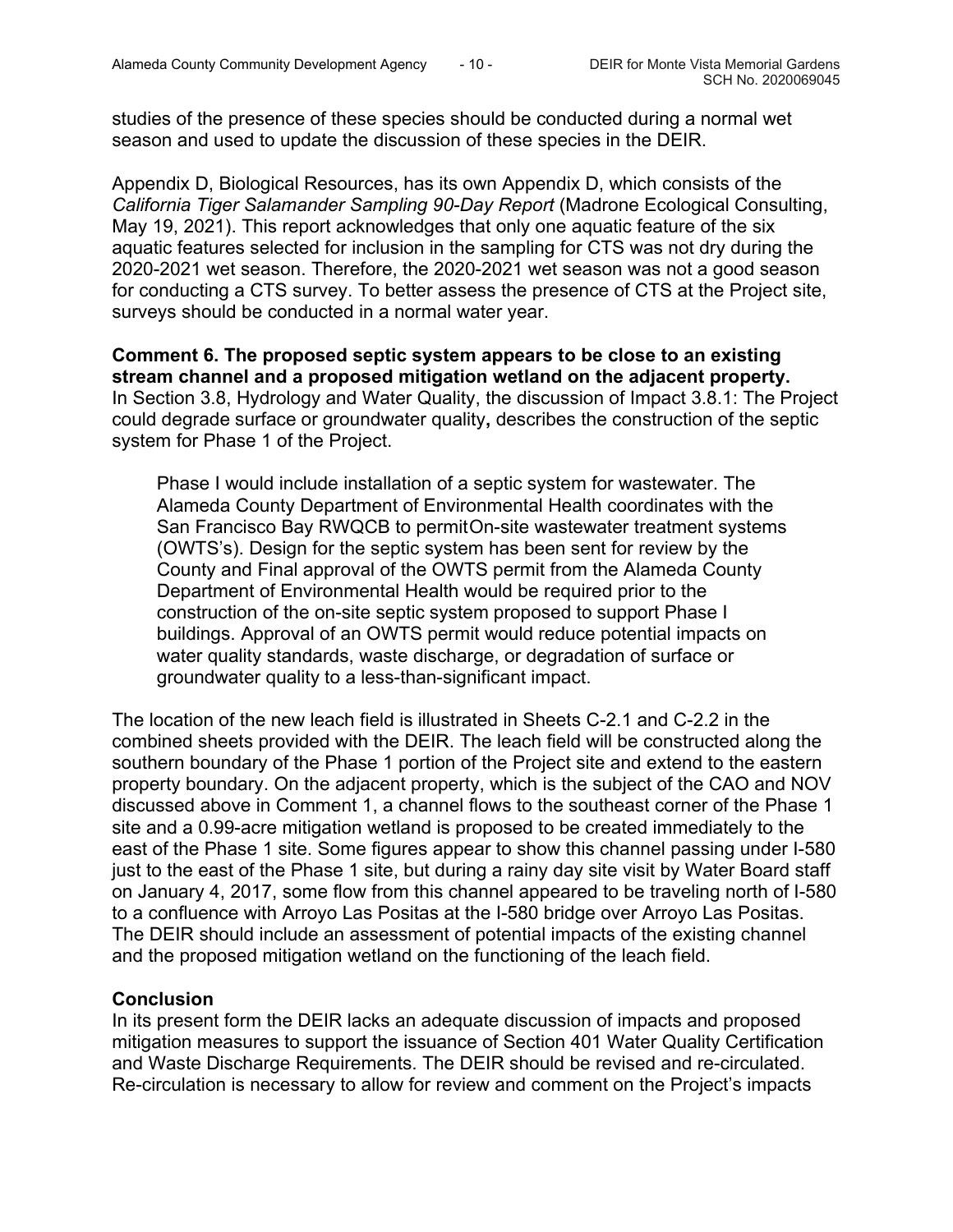studies of the presence of these species should be conducted during a normal wet season and used to update the discussion of these species in the DEIR.

Appendix D, Biological Resources, has its own Appendix D, which consists of the *California Tiger Salamander Sampling 90-Day Report* (Madrone Ecological Consulting, May 19, 2021). This report acknowledges that only one aquatic feature of the six aquatic features selected for inclusion in the sampling for CTS was not dry during the 2020-2021 wet season. Therefore, the 2020-2021 wet season was not a good season for conducting a CTS survey. To better assess the presence of CTS at the Project site, surveys should be conducted in a normal water year.

**Comment 6. The proposed septic system appears to be close to an existing stream channel and a proposed mitigation wetland on the adjacent property.** In Section 3.8, Hydrology and Water Quality, the discussion of Impact 3.8.1: The Project could degrade surface or groundwater quality**,** describes the construction of the septic system for Phase 1 of the Project.

> Phase I would include installation of a septic system for wastewater. The Alameda County Department of Environmental Health coordinates with the San Francisco Bay RWQCB to permitOn-site wastewater treatment systems (OWTS's). Design for the septic system has been sent for review by the County and Final approval of the OWTS permit from the Alameda County Department of Environmental Health would be required prior to the construction of the on-site septic system proposed to support Phase I buildings. Approval of an OWTS permit would reduce potential impacts on water quality standards, waste discharge, or degradation of surface or groundwater quality to a less-than-significant impact.

The location of the new leach field is illustrated in Sheets C-2.1 and C-2.2 in the combined sheets provided with the DEIR. The leach field will be constructed along the southern boundary of the Phase 1 portion of the Project site and extend to the eastern property boundary. On the adjacent property, which is the subject of the CAO and NOV discussed above in Comment 1, a channel flows to the southeast corner of the Phase 1 site and a 0.99-acre mitigation wetland is proposed to be created immediately to the east of the Phase 1 site. Some figures appear to show this channel passing under I-580 just to the east of the Phase 1 site, but during a rainy day site visit by Water Board staff on January 4, 2017, some flow from this channel appeared to be traveling north of I-580 to a confluence with Arroyo Las Positas at the I-580 bridge over Arroyo Las Positas. The DEIR should include an assessment of potential impacts of the existing channel and the proposed mitigation wetland on the functioning of the leach field.

**Conclusion**

In its present form the DEIR lacks an adequate discussion of impacts and proposed mitigation measures to support the issuance of Section 401 Water Quality Certification and Waste Discharge Requirements. The DEIR should be revised and re-circulated. Re-circulation is necessary to allow for review and comment on the Project's impacts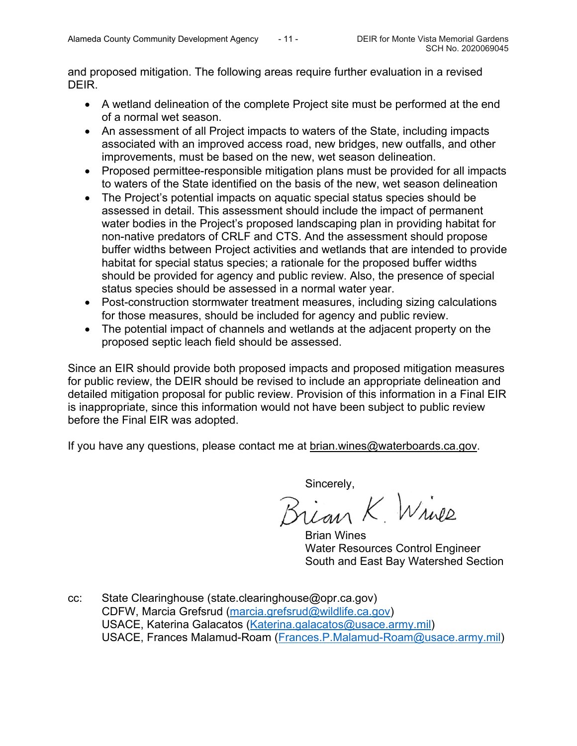and proposed mitigation. The following areas require further evaluation in a revised DEIR.

- A wetland delineation of the complete Project site must be performed at the end of a normal wet season.
- An assessment of all Project impacts to waters of the State, including impacts associated with an improved access road, new bridges, new outfalls, and other improvements, must be based on the new, wet season delineation.
- Proposed permittee-responsible mitigation plans must be provided for all impacts to waters of the State identified on the basis of the new, wet season delineation
- The Project's potential impacts on aquatic special status species should be assessed in detail. This assessment should include the impact of permanent water bodies in the Project's proposed landscaping plan in providing habitat for non-native predators of CRLF and CTS. And the assessment should propose buffer widths between Project activities and wetlands that are intended to provide habitat for special status species; a rationale for the proposed buffer widths should be provided for agency and public review. Also, the presence of special status species should be assessed in a normal water year.
- Post-construction stormwater treatment measures, including sizing calculations for those measures, should be included for agency and public review.
- The potential impact of channels and wetlands at the adjacent property on the proposed septic leach field should be assessed.

Since an EIR should provide both proposed impacts and proposed mitigation measures for public review, the DEIR should be revised to include an appropriate delineation and detailed mitigation proposal for public review. Provision of this information in a Final EIR is inappropriate, since this information would not have been subject to public review before the Final EIR was adopted.

If you have any questions, please contact me at brian.wines@waterboards.ca.gov.

Sincerely,

Brian K. Wines

Brian Wines
Water Resources Control Engineer
South and East Bay Watershed Section

cc: State Clearinghouse (state.clearinghouse@opr.ca.gov)
CDFW, Marcia Grefsrud (marcia.grefsrud@wildlife.ca.gov)
USACE, Katerina Galacatos (Katerina.galacatos@usace.army.mil)
USACE, Frances Malamud-Roam (Frances.P.Malamud-Roam@usace.army.mil)